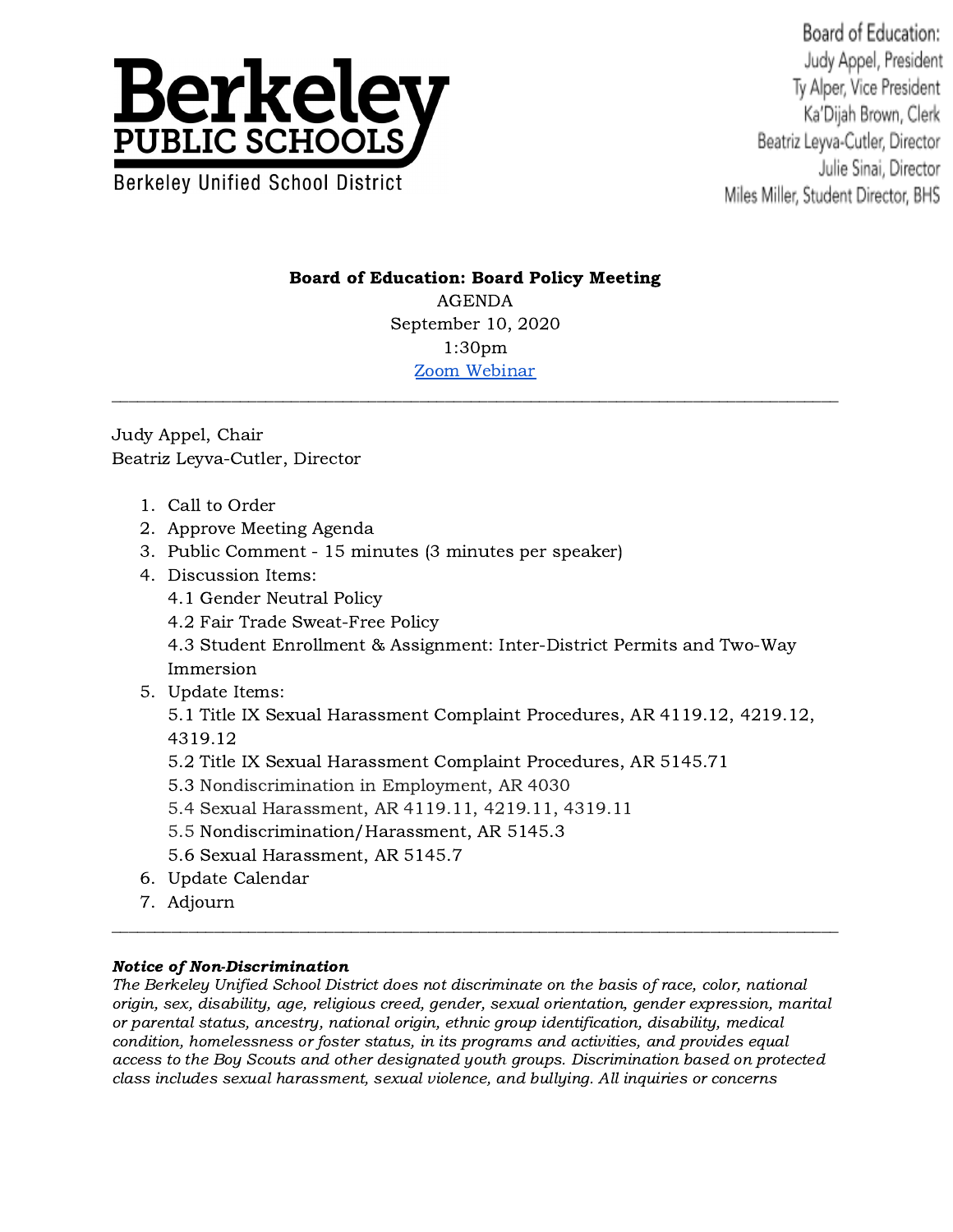Berkeley PUBLIC SCHOOLS
Berkeley Unified School District

Board of Education:
Judy Appel, President
Ty Alper, Vice President
Ka'Dijah Brown, Clerk
Beatriz Leyva-Cutler, Director
Julie Sinai, Director
Miles Miller, Student Director, BHS

**Board of Education: Board Policy Meeting**
AGENDA
September 10, 2020
1:30pm
[Zoom Webinar]

---

Judy Appel, Chair
Beatriz Leyva-Cutler, Director

1. Call to Order
2. Approve Meeting Agenda
3. Public Comment - 15 minutes (3 minutes per speaker)
4. Discussion Items:
   4.1 Gender Neutral Policy
   4.2 Fair Trade Sweat-Free Policy
   4.3 Student Enrollment & Assignment: Inter-District Permits and Two-Way Immersion
5. Update Items:
   5.1 Title IX Sexual Harassment Complaint Procedures, AR 4119.12, 4219.12, 4319.12
   5.2 Title IX Sexual Harassment Complaint Procedures, AR 5145.71
   5.3 Nondiscrimination in Employment, AR 4030
   5.4 Sexual Harassment, AR 4119.11, 4219.11, 4319.11
   5.5 Nondiscrimination/Harassment, AR 5145.3
   5.6 Sexual Harassment, AR 5145.7
6. Update Calendar
7. Adjourn

---

***Notice of Non-Discrimination***
*The Berkeley Unified School District does not discriminate on the basis of race, color, national origin, sex, disability, age, religious creed, gender, sexual orientation, gender expression, marital or parental status, ancestry, national origin, ethnic group identification, disability, medical condition, homelessness or foster status, in its programs and activities, and provides equal access to the Boy Scouts and other designated youth groups. Discrimination based on protected class includes sexual harassment, sexual violence, and bullying. All inquiries or concerns*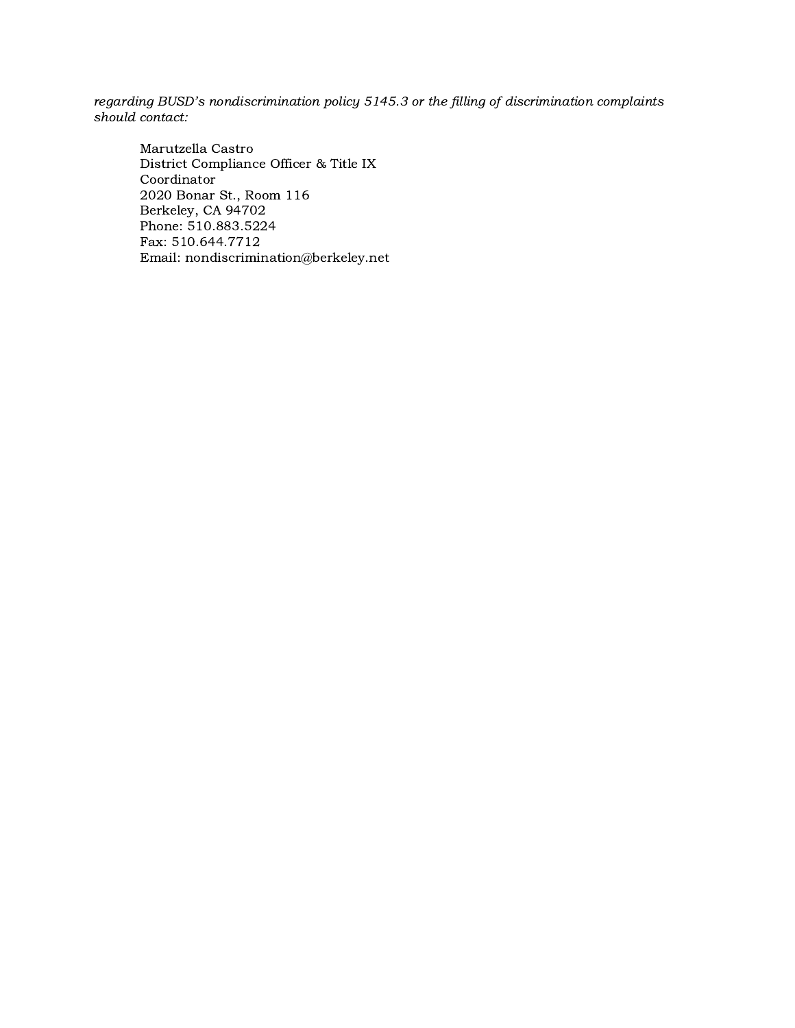*regarding BUSD's nondiscrimination policy 5145.3 or the filling of discrimination complaints should contact:*

Marutzella Castro
District Compliance Officer & Title IX Coordinator
2020 Bonar St., Room 116
Berkeley, CA 94702
Phone: 510.883.5224
Fax: 510.644.7712
Email: nondiscrimination@berkeley.net